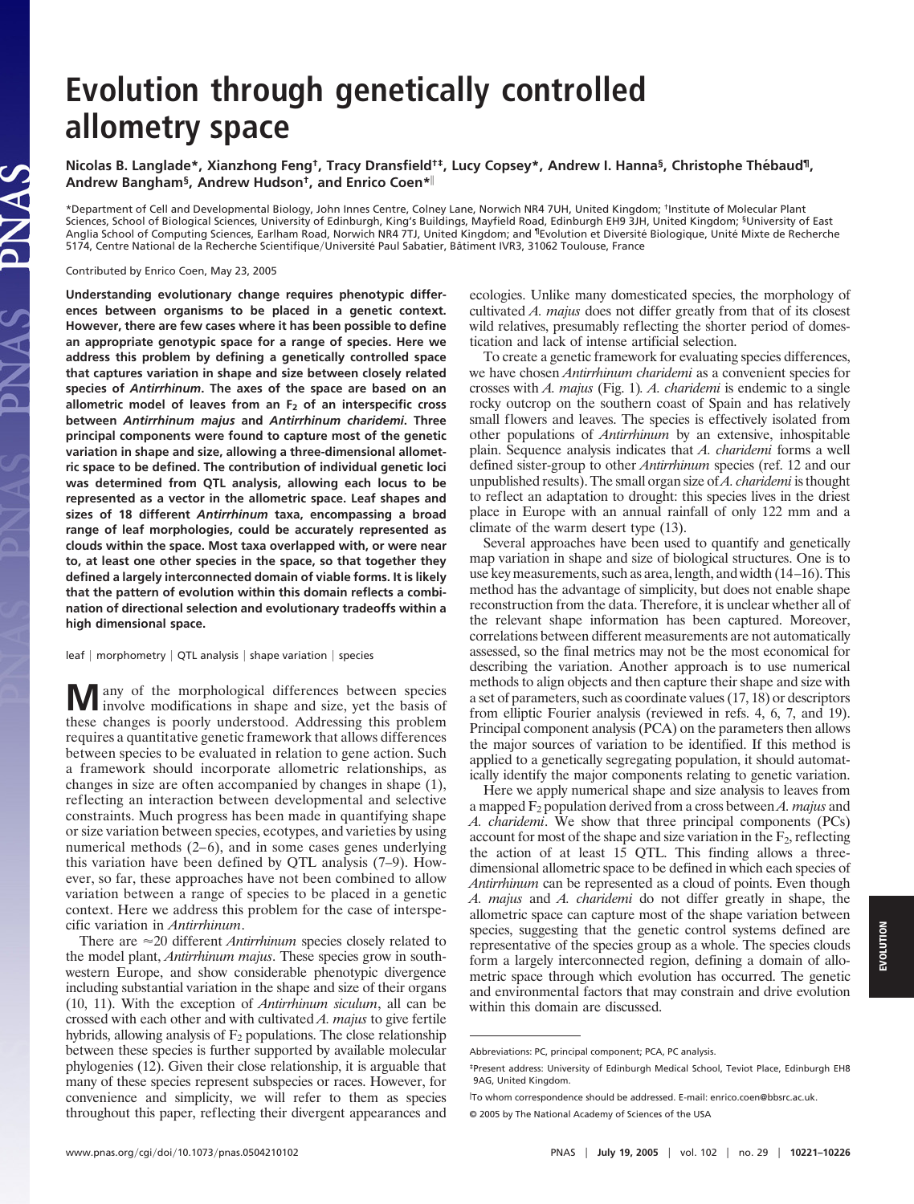# Evolution through genetically controlled allometry space

**Nicolas B. Langlade\*, Xianzhong Feng†, Tracy Dransfield†‡, Lucy Copsey\*, Andrew I. Hanna§, Christophe Thébaud¶, Andrew Bangham§, Andrew Hudson†, and Enrico Coen\*‖**

\*Department of Cell and Developmental Biology, John Innes Centre, Colney Lane, Norwich NR4 7UH, United Kingdom; †Institute of Molecular Plant Sciences, School of Biological Sciences, University of Edinburgh, King's Buildings, Mayfield Road, Edinburgh EH9 3JH, United Kingdom; §University of East Anglia School of Computing Sciences, Earlham Road, Norwich NR4 7TJ, United Kingdom; and ¶Evolution et Diversité Biologique, Unité Mixte de Recherche 5174, Centre National de la Recherche Scientifique/Université Paul Sabatier, Bâtiment IVR3, 31062 Toulouse, France

Contributed by Enrico Coen, May 23, 2005

**Understanding evolutionary change requires phenotypic differences between organisms to be placed in a genetic context. However, there are few cases where it has been possible to define an appropriate genotypic space for a range of species. Here we address this problem by defining a genetically controlled space that captures variation in shape and size between closely related species of *Antirrhinum*. The axes of the space are based on an allometric model of leaves from an $F_2$ of an interspecific cross between *Antirrhinum majus* and *Antirrhinum charidemi*. Three principal components were found to capture most of the genetic variation in shape and size, allowing a three-dimensional allometric space to be defined. The contribution of individual genetic loci was determined from QTL analysis, allowing each locus to be represented as a vector in the allometric space. Leaf shapes and sizes of 18 different *Antirrhinum* taxa, encompassing a broad range of leaf morphologies, could be accurately represented as clouds within the space. Most taxa overlapped with, or were near to, at least one other species in the space, so that together they defined a largely interconnected domain of viable forms. It is likely that the pattern of evolution within this domain reflects a combination of directional selection and evolutionary tradeoffs within a high dimensional space.**

leaf | morphometry | QTL analysis | shape variation | species

Many of the morphological differences between species involve modifications in shape and size, yet the basis of these changes is poorly understood. Addressing this problem requires a quantitative genetic framework that allows differences between species to be evaluated in relation to gene action. Such a framework should incorporate allometric relationships, as changes in size are often accompanied by changes in shape (1), reflecting an interaction between developmental and selective constraints. Much progress has been made in quantifying shape or size variation between species, ecotypes, and varieties by using numerical methods (2–6), and in some cases genes underlying this variation have been defined by QTL analysis (7–9). However, so far, these approaches have not been combined to allow variation between a range of species to be placed in a genetic context. Here we address this problem for the case of interspecific variation in *Antirrhinum*.

There are ≈20 different *Antirrhinum* species closely related to the model plant, *Antirrhinum majus*. These species grow in southwestern Europe, and show considerable phenotypic divergence including substantial variation in the shape and size of their organs (10, 11). With the exception of *Antirrhinum siculum*, all can be crossed with each other and with cultivated *A. majus* to give fertile hybrids, allowing analysis of $F_2$ populations. The close relationship between these species is further supported by available molecular phylogenies (12). Given their close relationship, it is arguable that many of these species represent subspecies or races. However, for convenience and simplicity, we will refer to them as species throughout this paper, reflecting their divergent appearances and ecologies. Unlike many domesticated species, the morphology of cultivated *A. majus* does not differ greatly from that of its closest wild relatives, presumably reflecting the shorter period of domestication and lack of intense artificial selection.

To create a genetic framework for evaluating species differences, we have chosen *Antirrhinum charidemi* as a convenient species for crosses with *A. majus* (Fig. 1). *A. charidemi* is endemic to a single rocky outcrop on the southern coast of Spain and has relatively small flowers and leaves. The species is effectively isolated from other populations of *Antirrhinum* by an extensive, inhospitable plain. Sequence analysis indicates that *A. charidemi* forms a well defined sister-group to other *Antirrhinum* species (ref. 12 and our unpublished results). The small organ size of *A. charidemi* is thought to reflect an adaptation to drought: this species lives in the driest place in Europe with an annual rainfall of only 122 mm and a climate of the warm desert type (13).

Several approaches have been used to quantify and genetically map variation in shape and size of biological structures. One is to use key measurements, such as area, length, and width (14–16). This method has the advantage of simplicity, but does not enable shape reconstruction from the data. Therefore, it is unclear whether all of the relevant shape information has been captured. Moreover, correlations between different measurements are not automatically assessed, so the final metrics may not be the most economical for describing the variation. Another approach is to use numerical methods to align objects and then capture their shape and size with a set of parameters, such as coordinate values (17, 18) or descriptors from elliptic Fourier analysis (reviewed in refs. 4, 6, 7, and 19). Principal component analysis (PCA) on the parameters then allows the major sources of variation to be identified. If this method is applied to a genetically segregating population, it should automatically identify the major components relating to genetic variation.

Here we apply numerical shape and size analysis to leaves from a mapped $F_2$ population derived from a cross between *A. majus* and *A. charidemi*. We show that three principal components (PCs) account for most of the shape and size variation in the $F_2$, reflecting the action of at least 15 QTL. This finding allows a three-dimensional allometric space to be defined in which each species of *Antirrhinum* can be represented as a cloud of points. Even though *A. majus* and *A. charidemi* do not differ greatly in shape, the allometric space can capture most of the shape variation between species, suggesting that the genetic control systems defined are representative of the species group as a whole. The species clouds form a largely interconnected region, defining a domain of allometric space through which evolution has occurred. The genetic and environmental factors that may constrain and drive evolution within this domain are discussed.

---

Abbreviations: PC, principal component; PCA, PC analysis.

‡Present address: University of Edinburgh Medical School, Teviot Place, Edinburgh EH8 9AG, United Kingdom.

‖To whom correspondence should be addressed. E-mail: enrico.coen@bbsrc.ac.uk.

© 2005 by The National Academy of Sciences of the USA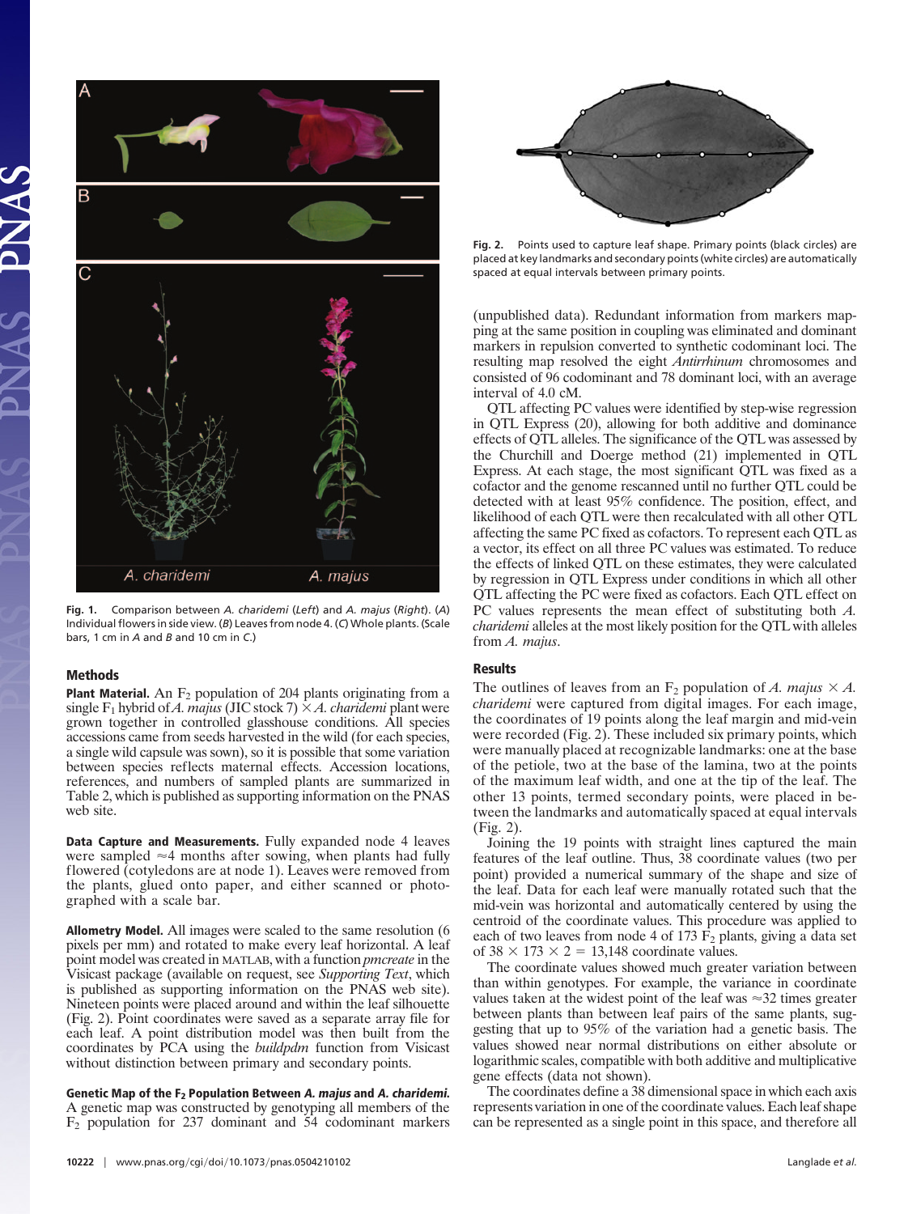Fig. 1. Comparison between *A. charidemi* (*Left*) and *A. majus* (*Right*). (*A*) Individual flowers in side view. (*B*) Leaves from node 4. (*C*) Whole plants. (Scale bars, 1 cm in *A* and *B* and 10 cm in *C*.)

## Methods

**Plant Material.** An $F_2$ population of 204 plants originating from a single $F_1$ hybrid of *A. majus* (JIC stock 7) $\times$ *A. charidemi* plant were grown together in controlled glasshouse conditions. All species accessions came from seeds harvested in the wild (for each species, a single wild capsule was sown), so it is possible that some variation between species reflects maternal effects. Accession locations, references, and numbers of sampled plants are summarized in Table 2, which is published as supporting information on the PNAS web site.

**Data Capture and Measurements.** Fully expanded node 4 leaves were sampled ≈4 months after sowing, when plants had fully flowered (cotyledons are at node 1). Leaves were removed from the plants, glued onto paper, and either scanned or photographed with a scale bar.

**Allometry Model.** All images were scaled to the same resolution (6 pixels per mm) and rotated to make every leaf horizontal. A leaf point model was created in MATLAB, with a function *pmcreate* in the Visicast package (available on request, see *Supporting Text*, which is published as supporting information on the PNAS web site). Nineteen points were placed around and within the leaf silhouette (Fig. 2). Point coordinates were saved as a separate array file for each leaf. A point distribution model was then built from the coordinates by PCA using the *buildpdm* function from Visicast without distinction between primary and secondary points.

**Genetic Map of the $F_2$ Population Between *A. majus* and *A. charidemi*.** A genetic map was constructed by genotyping all members of the $F_2$ population for 237 dominant and 54 codominant markers (unpublished data). Redundant information from markers mapping at the same position in coupling was eliminated and dominant markers in repulsion converted to synthetic codominant loci. The resulting map resolved the eight *Antirrhinum* chromosomes and consisted of 96 codominant and 78 dominant loci, with an average interval of 4.0 cM.

QTL affecting PC values were identified by step-wise regression in QTL Express (20), allowing for both additive and dominance effects of QTL alleles. The significance of the QTL was assessed by the Churchill and Doerge method (21) implemented in QTL Express. At each stage, the most significant QTL was fixed as a cofactor and the genome rescanned until no further QTL could be detected with at least 95% confidence. The position, effect, and likelihood of each QTL were then recalculated with all other QTL affecting the same PC fixed as cofactors. To represent each QTL as a vector, its effect on all three PC values was estimated. To reduce the effects of linked QTL on these estimates, they were calculated by regression in QTL Express under conditions in which all other QTL affecting the PC were fixed as cofactors. Each QTL effect on PC values represents the mean effect of substituting both *A. charidemi* alleles at the most likely position for the QTL with alleles from *A. majus*.

Fig. 2. Points used to capture leaf shape. Primary points (black circles) are placed at key landmarks and secondary points (white circles) are automatically spaced at equal intervals between primary points.

## Results

The outlines of leaves from an $F_2$ population of *A. majus* $\times$ *A. charidemi* were captured from digital images. For each image, the coordinates of 19 points along the leaf margin and mid-vein were recorded (Fig. 2). These included six primary points, which were manually placed at recognizable landmarks: one at the base of the petiole, two at the base of the lamina, two at the points of the maximum leaf width, and one at the tip of the leaf. The other 13 points, termed secondary points, were placed in between the landmarks and automatically spaced at equal intervals (Fig. 2).

Joining the 19 points with straight lines captured the main features of the leaf outline. Thus, 38 coordinate values (two per point) provided a numerical summary of the shape and size of the leaf. Data for each leaf were manually rotated such that the mid-vein was horizontal and automatically centered by using the centroid of the coordinate values. This procedure was applied to each of two leaves from node 4 of 173 $F_2$ plants, giving a data set of $38 \times 173 \times 2 = 13{,}148$ coordinate values.

The coordinate values showed much greater variation between than within genotypes. For example, the variance in coordinate values taken at the widest point of the leaf was ≈32 times greater between plants than between leaf pairs of the same plants, suggesting that up to 95% of the variation had a genetic basis. The values showed near normal distributions on either absolute or logarithmic scales, compatible with both additive and multiplicative gene effects (data not shown).

The coordinates define a 38 dimensional space in which each axis represents variation in one of the coordinate values. Each leaf shape can be represented as a single point in this space, and therefore all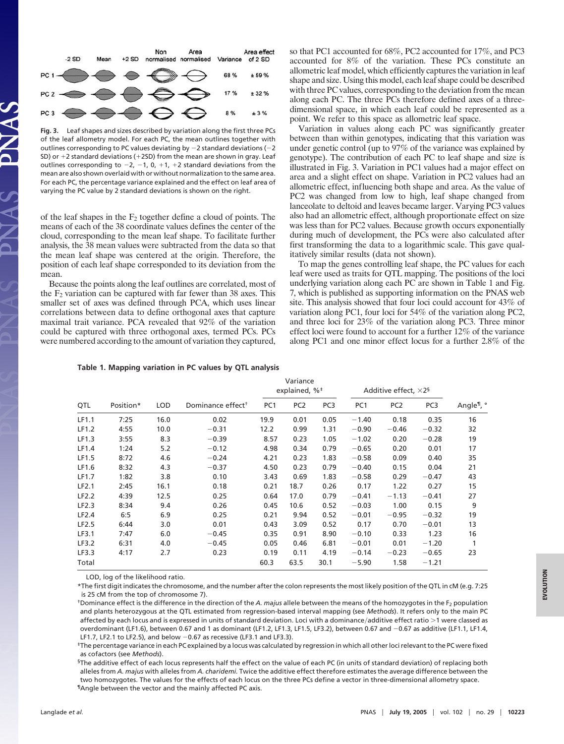Fig. 3. Leaf shapes and sizes described by variation along the first three PCs of the leaf allometry model. For each PC, the mean outlines together with outlines corresponding to PC values deviating by −2 standard deviations (−2 SD) or +2 standard deviations (+2SD) from the mean are shown in gray. Leaf outlines corresponding to −2, −1, 0, +1, +2 standard deviations from the mean are also shown overlaid with or without normalization to the same area. For each PC, the percentage variance explained and the effect on leaf area of varying the PC value by 2 standard deviations is shown on the right.

| | Variance | Area effect of 2 SD |
|---|---|---|
| PC 1 | 68 % | ± 59 % |
| PC 2 | 17 % | ± 32 % |
| PC 3 | 8 % | ± 3 % |

of the leaf shapes in the $F_2$ together define a cloud of points. The means of each of the 38 coordinate values defines the center of the cloud, corresponding to the mean leaf shape. To facilitate further analysis, the 38 mean values were subtracted from the data so that the mean leaf shape was centered at the origin. Therefore, the position of each leaf shape corresponded to its deviation from the mean.

Because the points along the leaf outlines are correlated, most of the $F_2$ variation can be captured with far fewer than 38 axes. This smaller set of axes was defined through PCA, which uses linear correlations between data to define orthogonal axes that capture maximal trait variance. PCA revealed that 92% of the variation could be captured with three orthogonal axes, termed PCs. PCs were numbered according to the amount of variation they captured, so that PC1 accounted for 68%, PC2 accounted for 17%, and PC3 accounted for 8% of the variation. These PCs constitute an allometric leaf model, which efficiently captures the variation in leaf shape and size. Using this model, each leaf shape could be described with three PC values, corresponding to the deviation from the mean along each PC. The three PCs therefore defined axes of a three-dimensional space, in which each leaf could be represented as a point. We refer to this space as allometric leaf space.

Variation in values along each PC was significantly greater between than within genotypes, indicating that this variation was under genetic control (up to 97% of the variance was explained by genotype). The contribution of each PC to leaf shape and size is illustrated in Fig. 3. Variation in PC1 values had a major effect on area and a slight effect on shape. Variation in PC2 values had an allometric effect, influencing both shape and area. As the value of PC2 was changed from low to high, leaf shape changed from lanceolate to deltoid and leaves became larger. Varying PC3 values also had an allometric effect, although proportionate effect on size was less than for PC2 values. Because growth occurs exponentially during much of development, the PCs were also calculated after first transforming the data to a logarithmic scale. This gave qualitatively similar results (data not shown).

To map the genes controlling leaf shape, the PC values for each leaf were used as traits for QTL mapping. The positions of the loci underlying variation along each PC are shown in Table 1 and Fig. 7, which is published as supporting information on the PNAS web site. This analysis showed that four loci could account for 43% of variation along PC1, four loci for 54% of the variation along PC2, and three loci for 23% of the variation along PC3. Three minor effect loci were found to account for a further 12% of the variance along PC1 and one minor effect locus for a further 2.8% of the

**Table 1. Mapping variation in PC values by QTL analysis**

| QTL | Position* | LOD | Dominance effect† | Variance explained, %‡ | | | Additive effect, ×2§ | | | Angle¶, ° |
|---|---|---|---|---|---|---|---|---|---|---|
| | | | | PC1 | PC2 | PC3 | PC1 | PC2 | PC3 | |
| LF1.1 | 7:25 | 16.0 | 0.02 | 19.9 | 0.01 | 0.05 | −1.40 | 0.18 | 0.35 | 16 |
| LF1.2 | 4:55 | 10.0 | −0.31 | 12.2 | 0.99 | 1.31 | −0.90 | −0.46 | −0.32 | 32 |
| LF1.3 | 3:55 | 8.3 | −0.39 | 8.57 | 0.23 | 1.05 | −1.02 | 0.20 | −0.28 | 19 |
| LF1.4 | 1:24 | 5.2 | −0.12 | 4.98 | 0.34 | 0.79 | −0.65 | 0.20 | 0.01 | 17 |
| LF1.5 | 8:72 | 4.6 | −0.24 | 4.21 | 0.23 | 1.83 | −0.58 | 0.09 | 0.40 | 35 |
| LF1.6 | 8:32 | 4.3 | −0.37 | 4.50 | 0.23 | 0.79 | −0.40 | 0.15 | 0.04 | 21 |
| LF1.7 | 1:82 | 3.8 | 0.10 | 3.43 | 0.69 | 1.83 | −0.58 | 0.29 | −0.47 | 43 |
| LF2.1 | 2:45 | 16.1 | 0.18 | 0.21 | 18.7 | 0.26 | 0.17 | 1.22 | 0.27 | 15 |
| LF2.2 | 4:39 | 12.5 | 0.25 | 0.64 | 17.0 | 0.79 | −0.41 | −1.13 | −0.41 | 27 |
| LF2.3 | 8:34 | 9.4 | 0.26 | 0.45 | 10.6 | 0.52 | −0.03 | 1.00 | 0.15 | 9 |
| LF2.4 | 6:5 | 6.9 | 0.25 | 0.21 | 9.94 | 0.52 | −0.01 | −0.95 | −0.32 | 19 |
| LF2.5 | 6:44 | 3.0 | 0.01 | 0.43 | 3.09 | 0.52 | 0.17 | 0.70 | −0.01 | 13 |
| LF3.1 | 7:47 | 6.0 | −0.45 | 0.35 | 0.91 | 8.90 | −0.10 | 0.33 | 1.23 | 16 |
| LF3.2 | 6:31 | 4.0 | −0.45 | 0.05 | 0.46 | 6.81 | −0.01 | 0.01 | −1.20 | 1 |
| LF3.3 | 4:17 | 2.7 | 0.23 | 0.19 | 0.11 | 4.19 | −0.14 | −0.23 | −0.65 | 23 |
| Total | | | | 60.3 | 63.5 | 30.1 | −5.90 | 1.58 | −1.21 | |

LOD, log of the likelihood ratio.

*The first digit indicates the chromosome, and the number after the colon represents the most likely position of the QTL in cM (e.g. 7:25 is 25 cM from the top of chromosome 7).

†Dominance effect is the difference in the direction of the *A. majus* allele between the means of the homozygotes in the $F_2$ population and plants heterozygous at the QTL estimated from regression-based interval mapping (see *Methods*). It refers only to the main PC affected by each locus and is expressed in units of standard deviation. Loci with a dominance/additive effect ratio >1 were classed as overdominant (LF1.6), between 0.67 and 1 as dominant (LF1.2, LF1.3, LF1.5, LF3.2), between 0.67 and −0.67 as additive (LF1.1, LF1.4, LF1.7, LF2.1 to LF2.5), and below −0.67 as recessive (LF3.1 and LF3.3).

‡The percentage variance in each PC explained by a locus was calculated by regression in which all other loci relevant to the PC were fixed as cofactors (see *Methods*).

§The additive effect of each locus represents half the effect on the value of each PC (in units of standard deviation) of replacing both alleles from *A. majus* with alleles from *A. charidemi*. Twice the additive effect therefore estimates the average difference between the two homozygotes. The values for the effects of each locus on the three PCs define a vector in three-dimensional allometry space.

¶Angle between the vector and the mainly affected PC axis.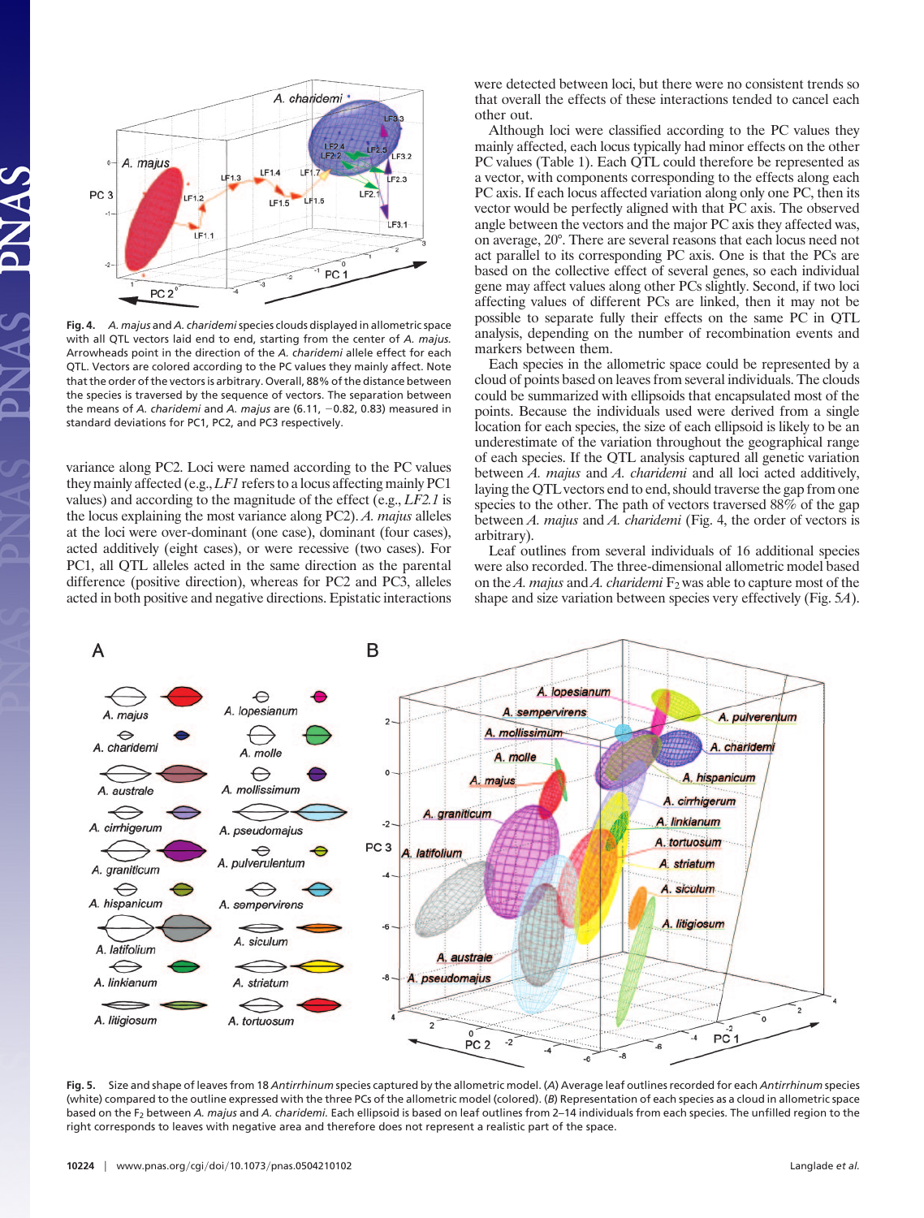**Fig. 4.** *A. majus* and *A. charidemi* species clouds displayed in allometric space with all QTL vectors laid end to end, starting from the center of *A. majus*. Arrowheads point in the direction of the *A. charidemi* allele effect for each QTL. Vectors are colored according to the PC values they mainly affect. Note that the order of the vectors is arbitrary. Overall, 88% of the distance between the species is traversed by the sequence of vectors. The separation between the means of *A. charidemi* and *A. majus* are (6.11, −0.82, 0.83) measured in standard deviations for PC1, PC2, and PC3 respectively.

variance along PC2. Loci were named according to the PC values they mainly affected (e.g., *LF1* refers to a locus affecting mainly PC1 values) and according to the magnitude of the effect (e.g., *LF2.1* is the locus explaining the most variance along PC2). *A. majus* alleles at the loci were over-dominant (one case), dominant (four cases), acted additively (eight cases), or were recessive (two cases). For PC1, all QTL alleles acted in the same direction as the parental difference (positive direction), whereas for PC2 and PC3, alleles acted in both positive and negative directions. Epistatic interactions were detected between loci, but there were no consistent trends so that overall the effects of these interactions tended to cancel each other out.

Although loci were classified according to the PC values they mainly affected, each locus typically had minor effects on the other PC values (Table 1). Each QTL could therefore be represented as a vector, with components corresponding to the effects along each PC axis. If each locus affected variation along only one PC, then its vector would be perfectly aligned with that PC axis. The observed angle between the vectors and the major PC axis they affected was, on average, 20°. There are several reasons that each locus need not act parallel to its corresponding PC axis. One is that the PCs are based on the collective effect of several genes, so each individual gene may affect values along other PCs slightly. Second, if two loci affecting values of different PCs are linked, then it may not be possible to separate fully their effects on the same PC in QTL analysis, depending on the number of recombination events and markers between them.

Each species in the allometric space could be represented by a cloud of points based on leaves from several individuals. The clouds could be summarized with ellipsoids that encapsulated most of the points. Because the individuals used were derived from a single location for each species, the size of each ellipsoid is likely to be an underestimate of the variation throughout the geographical range of each species. If the QTL analysis captured all genetic variation between *A. majus* and *A. charidemi* and all loci acted additively, laying the QTL vectors end to end, should traverse the gap from one species to the other. The path of vectors traversed 88% of the gap between *A. majus* and *A. charidemi* (Fig. 4, the order of vectors is arbitrary).

Leaf outlines from several individuals of 16 additional species were also recorded. The three-dimensional allometric model based on the *A. majus* and *A. charidemi* $F_2$ was able to capture most of the shape and size variation between species very effectively (Fig. 5*A*).

**Fig. 5.** Size and shape of leaves from 18 *Antirrhinum* species captured by the allometric model. (*A*) Average leaf outlines recorded for each *Antirrhinum* species (white) compared to the outline expressed with the three PCs of the allometric model (colored). (*B*) Representation of each species as a cloud in allometric space based on the $F_2$ between *A. majus* and *A. charidemi*. Each ellipsoid is based on leaf outlines from 2–14 individuals from each species. The unfilled region to the right corresponds to leaves with negative area and therefore does not represent a realistic part of the space.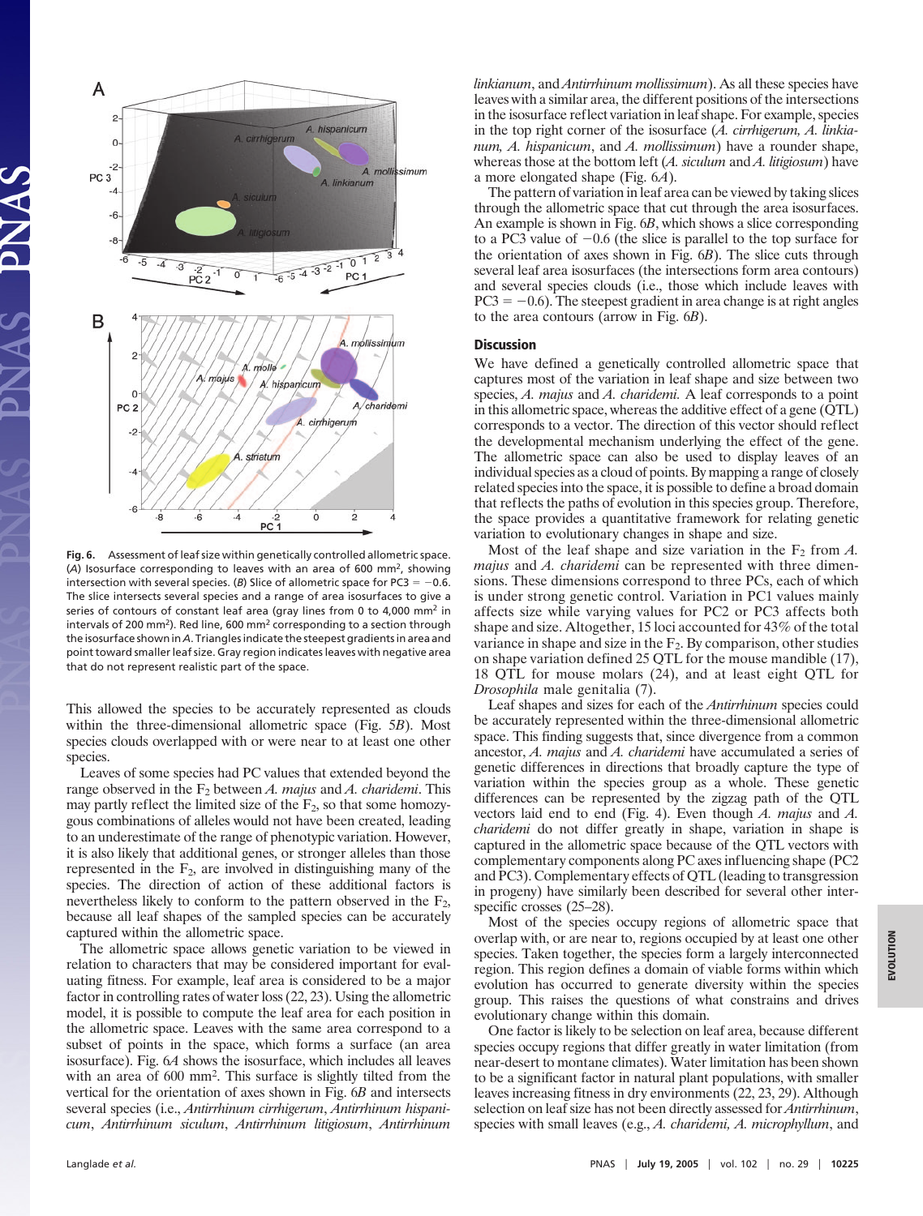Fig. 6. Assessment of leaf size within genetically controlled allometric space. (A) Isosurface corresponding to leaves with an area of 600 mm$^2$, showing intersection with several species. (B) Slice of allometric space for PC3 = −0.6. The slice intersects several species and a range of area isosurfaces to give a series of contours of constant leaf area (gray lines from 0 to 4,000 mm$^2$ in intervals of 200 mm$^2$). Red line, 600 mm$^2$ corresponding to a section through the isosurface shown in A. Triangles indicate the steepest gradients in area and point toward smaller leaf size. Gray region indicates leaves with negative area that do not represent realistic part of the space.

This allowed the species to be accurately represented as clouds within the three-dimensional allometric space (Fig. 5B). Most species clouds overlapped with or were near to at least one other species.

Leaves of some species had PC values that extended beyond the range observed in the $F_2$ between *A. majus* and *A. charidemi*. This may partly reflect the limited size of the $F_2$, so that some homozygous combinations of alleles would not have been created, leading to an underestimate of the range of phenotypic variation. However, it is also likely that additional genes, or stronger alleles than those represented in the $F_2$, are involved in distinguishing many of the species. The direction of action of these additional factors is nevertheless likely to conform to the pattern observed in the $F_2$, because all leaf shapes of the sampled species can be accurately captured within the allometric space.

The allometric space allows genetic variation to be viewed in relation to characters that may be considered important for evaluating fitness. For example, leaf area is considered to be a major factor in controlling rates of water loss (22, 23). Using the allometric model, it is possible to compute the leaf area for each position in the allometric space. Leaves with the same area correspond to a subset of points in the space, which forms a surface (an area isosurface). Fig. 6A shows the isosurface, which includes all leaves with an area of 600 mm$^2$. This surface is slightly tilted from the vertical for the orientation of axes shown in Fig. 6B and intersects several species, i.e., *Antirrhinum cirrhigerum*, *Antirrhinum hispanicum*, *Antirrhinum siculum*, *Antirrhinum litigiosum*, *Antirrhinum linkianum*, and *Antirrhinum mollissimum*). As all these species have leaves with a similar area, the different positions of the intersections in the isosurface reflect variation in leaf shape. For example, species in the top right corner of the isosurface (*A. cirrhigerum, A. linkianum, A. hispanicum*, and *A. mollissimum*) have a rounder shape, whereas those at the bottom left (*A. siculum* and *A. litigiosum*) have a more elongated shape (Fig. 6A).

The pattern of variation in leaf area can be viewed by taking slices through the allometric space that cut through the area isosurfaces. An example is shown in Fig. 6B, which shows a slice corresponding to a PC3 value of −0.6 (the slice is parallel to the top surface for the orientation of axes shown in Fig. 6B). The slice cuts through several leaf area isosurfaces (the intersections form area contours) and several species clouds (i.e., those which include leaves with PC3 = −0.6). The steepest gradient in area change is at right angles to the area contours (arrow in Fig. 6B).

## Discussion

We have defined a genetically controlled allometric space that captures most of the variation in leaf shape and size between two species, *A. majus* and *A. charidemi.* A leaf corresponds to a point in this allometric space, whereas the additive effect of a gene (QTL) corresponds to a vector. The direction of this vector should reflect the developmental mechanism underlying the effect of the gene. The allometric space can also be used to display leaves of an individual species as a cloud of points. By mapping a range of closely related species into the space, it is possible to define a broad domain that reflects the paths of evolution in this species group. Therefore, the space provides a quantitative framework for relating genetic variation to evolutionary changes in shape and size.

Most of the leaf shape and size variation in the $F_2$ from *A. majus* and *A. charidemi* can be represented with three dimensions. These dimensions correspond to three PCs, each of which is under strong genetic control. Variation in PC1 values mainly affects size while varying values for PC2 or PC3 affects both shape and size. Altogether, 15 loci accounted for 43% of the total variance in shape and size in the $F_2$. By comparison, other studies on shape variation defined 25 QTL for the mouse mandible (17), 18 QTL for mouse molars (24), and at least eight QTL for *Drosophila* male genitalia (7).

Leaf shapes and sizes for each of the *Antirrhinum* species could be accurately represented within the three-dimensional allometric space. This finding suggests that, since divergence from a common ancestor, *A. majus* and *A. charidemi* have accumulated a series of genetic differences in directions that broadly capture the type of variation within the species group as a whole. These genetic differences can be represented by the zigzag path of the QTL vectors laid end to end (Fig. 4). Even though *A. majus* and *A. charidemi* do not differ greatly in shape, variation in shape is captured in the allometric space because of the QTL vectors with complementary components along PC axes influencing shape (PC2 and PC3). Complementary effects of QTL (leading to transgression in progeny) have similarly been described for several other interspecific crosses (25–28).

Most of the species occupy regions of allometric space that overlap with, or are near to, regions occupied by at least one other species. Taken together, the species form a largely interconnected region. This region defines a domain of viable forms within which evolution has occurred to generate diversity within the species group. This raises the questions of what constrains and drives evolutionary change within this domain.

One factor is likely to be selection on leaf area, because different species occupy regions that differ greatly in water limitation (from near-desert to montane climates). Water limitation has been shown to be a significant factor in natural plant populations, with smaller leaves increasing fitness in dry environments (22, 23, 29). Although selection on leaf size has not been directly assessed for *Antirrhinum*, species with small leaves (e.g., *A. charidemi, A. microphyllum*, and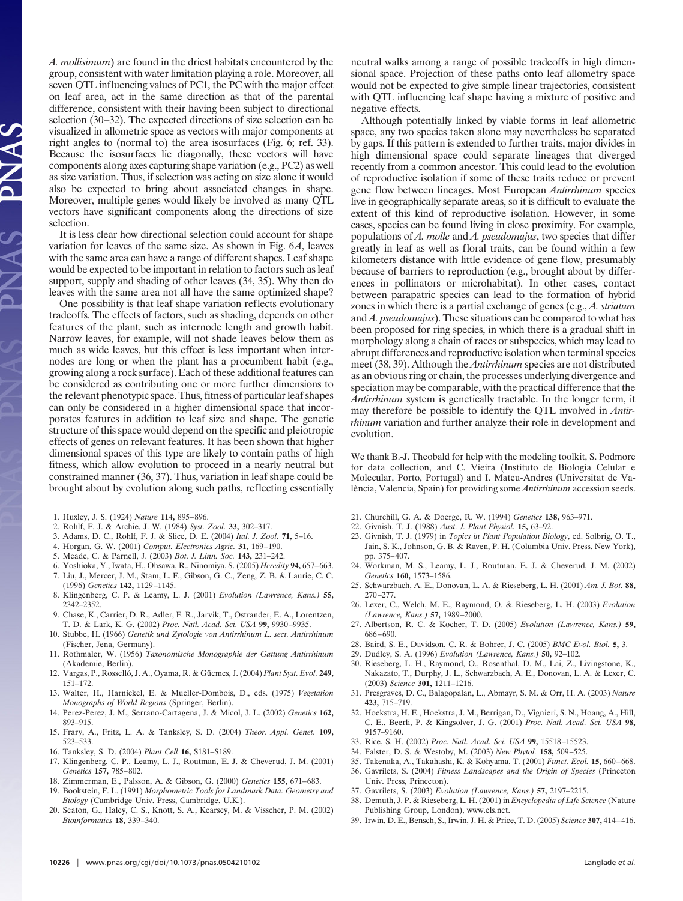*A. mollisimum*) are found in the driest habitats encountered by the group, consistent with water limitation playing a role. Moreover, all seven QTL influencing values of PC1, the PC with the major effect on leaf area, act in the same direction as that of the parental difference, consistent with their having been subject to directional selection (30–32). The expected directions of size selection can be visualized in allometric space as vectors with major components at right angles to (normal to) the area isosurfaces (Fig. 6; ref. 33). Because the isosurfaces lie diagonally, these vectors will have components along axes capturing shape variation (e.g., PC2) as well as size variation. Thus, if selection was acting on size alone it would also be expected to bring about associated changes in shape. Moreover, multiple genes would likely be involved as many QTL vectors have significant components along the directions of size selection.

It is less clear how directional selection could account for shape variation for leaves of the same size. As shown in Fig. 6*A*, leaves with the same area can have a range of different shapes. Leaf shape would be expected to be important in relation to factors such as leaf support, supply and shading of other leaves (34, 35). Why then do leaves with the same area not all have the same optimized shape?

One possibility is that leaf shape variation reflects evolutionary tradeoffs. The effects of factors, such as shading, depends on other features of the plant, such as internode length and growth habit. Narrow leaves, for example, will not shade leaves below them as much as wide leaves, but this effect is less important when internodes are long or when the plant has a procumbent habit (e.g., growing along a rock surface). Each of these additional features can be considered as contributing one or more further dimensions to the relevant phenotypic space. Thus, fitness of particular leaf shapes can only be considered in a higher dimensional space that incorporates features in addition to leaf size and shape. The genetic structure of this space would depend on the specific and pleiotropic effects of genes on relevant features. It has been shown that higher dimensional spaces of this type are likely to contain paths of high fitness, which allow evolution to proceed in a nearly neutral but constrained manner (36, 37). Thus, variation in leaf shape could be brought about by evolution along such paths, reflecting essentially neutral walks among a range of possible tradeoffs in high dimensional space. Projection of these paths onto leaf allometry space would not be expected to give simple linear trajectories, consistent with QTL influencing leaf shape having a mixture of positive and negative effects.

Although potentially linked by viable forms in leaf allometric space, any two species taken alone may nevertheless be separated by gaps. If this pattern is extended to further traits, major divides in high dimensional space could separate lineages that diverged recently from a common ancestor. This could lead to the evolution of reproductive isolation if some of these traits reduce or prevent gene flow between lineages. Most European *Antirrhinum* species live in geographically separate areas, so it is difficult to evaluate the extent of this kind of reproductive isolation. However, in some cases, species can be found living in close proximity. For example, populations of *A. molle* and *A. pseudomajus*, two species that differ greatly in leaf as well as floral traits, can be found within a few kilometers distance with little evidence of gene flow, presumably because of barriers to reproduction (e.g., brought about by differences in pollinators or microhabitat). In other cases, contact between parapatric species can lead to the formation of hybrid zones in which there is a partial exchange of genes (e.g., *A. striatum* and *A. pseudomajus*). These situations can be compared to what has been proposed for ring species, in which there is a gradual shift in morphology along a chain of races or subspecies, which may lead to abrupt differences and reproductive isolation when terminal species meet (38, 39). Although the *Antirrhinum* species are not distributed as an obvious ring or chain, the processes underlying divergence and speciation may be comparable, with the practical difference that the *Antirrhinum* system is genetically tractable. In the longer term, it may therefore be possible to identify the QTL involved in *Antirrhinum* variation and further analyze their role in development and evolution.

We thank B.-J. Theobald for help with the modeling toolkit, S. Podmore for data collection, and C. Vieira (Instituto de Biologia Celular e Molecular, Porto, Portugal) and I. Mateu-Andres (Universitat de València, Valencia, Spain) for providing some *Antirrhinum* accession seeds.

1. Huxley, J. S. (1924) *Nature* **114,** 895–896.
2. Rohlf, F. J. & Archie, J. W. (1984) *Syst. Zool.* **33,** 302–317.
3. Adams, D. C., Rohlf, F. J. & Slice, D. E. (2004) *Ital. J. Zool.* **71,** 5–16.
4. Horgan, G. W. (2001) *Comput. Electronics Agric.* **31,** 169–190.
5. Meade, C. & Parnell, J. (2003) *Bot. J. Linn. Soc.* **143,** 231–242.
6. Yoshioka, Y., Iwata, H., Ohsawa, R., Ninomiya, S. (2005) *Heredity* **94,** 657–663.
7. Liu, J., Mercer, J. M., Stam, L. F., Gibson, G. C., Zeng, Z. B. & Laurie, C. C. (1996) *Genetics* **142,** 1129–1145.
8. Klingenberg, C. P. & Leamy, L. J. (2001) *Evolution (Lawrence, Kans.)* **55,** 2342–2352.
9. Chase, K., Carrier, D. R., Adler, F. R., Jarvik, T., Ostrander, E. A., Lorentzen, T. D. & Lark, K. G. (2002) *Proc. Natl. Acad. Sci. USA* **99,** 9930–9935.
10. Stubbe, H. (1966) *Genetik und Zytologie von Antirrhinum L. sect. Antirrhinum* (Fischer, Jena, Germany).
11. Rothmaler, W. (1956) *Taxonomische Monographie der Gattung Antirrhinum* (Akademie, Berlin).
12. Vargas, P., Rosselló, J. A., Oyama, R. & Güemes, J. (2004) *Plant Syst. Evol.* **249,** 151–172.
13. Walter, H., Harnickel, E. & Mueller-Dombois, D., eds. (1975) *Vegetation Monographs of World Regions* (Springer, Berlin).
14. Perez-Perez, J. M., Serrano-Cartagena, J. & Micol, J. L. (2002) *Genetics* **162,** 893–915.
15. Frary, A., Fritz, L. A. & Tanksley, S. D. (2004) *Theor. Appl. Genet.* **109,** 523–533.
16. Tanksley, S. D. (2004) *Plant Cell* **16,** S181–S189.
17. Klingenberg, C. P., Leamy, L. J., Routman, E. J. & Cheverud, J. M. (2001) *Genetics* **157,** 785–802.
18. Zimmerman, E., Palsson, A. & Gibson, G. (2000) *Genetics* **155,** 671–683.
19. Bookstein, F. L. (1991) *Morphometric Tools for Landmark Data: Geometry and Biology* (Cambridge Univ. Press, Cambridge, U.K.).
20. Seaton, G., Haley, C. S., Knott, S. A., Kearsey, M. & Visscher, P. M. (2002) *Bioinformatics* **18,** 339–340.
21. Churchill, G. A. & Doerge, R. W. (1994) *Genetics* **138,** 963–971.
22. Givnish, T. J. (1988) *Aust. J. Plant Physiol.* **15,** 63–92.
23. Givnish, T. J. (1979) in *Topics in Plant Population Biology*, ed. Solbrig, O. T., Jain, S. K., Johnson, G. B. & Raven, P. H. (Columbia Univ. Press, New York), pp. 375–407.
24. Workman, M. S., Leamy, L. J., Routman, E. J. & Cheverud, J. M. (2002) *Genetics* **160,** 1573–1586.
25. Schwarzbach, A. E., Donovan, L. A. & Rieseberg, L. H. (2001) *Am. J. Bot.* **88,** 270–277.
26. Lexer, C., Welch, M. E., Raymond, O. & Rieseberg, L. H. (2003) *Evolution (Lawrence, Kans.)* **57,** 1989–2000.
27. Albertson, R. C. & Kocher, T. D. (2005) *Evolution (Lawrence, Kans.)* **59,** 686–690.
28. Baird, S. E., Davidson, C. R. & Bohrer, J. C. (2005) *BMC Evol. Biol.* **5,** 3.
29. Dudley, S. A. (1996) *Evolution (Lawrence, Kans.)* **50,** 92–102.
30. Rieseberg, L. H., Raymond, O., Rosenthal, D. M., Lai, Z., Livingstone, K., Nakazato, T., Durphy, J. L., Schwarzbach, A. E., Donovan, L. A. & Lexer, C. (2003) *Science* **301,** 1211–1216.
31. Presgraves, D. C., Balagopalan, L., Abmayr, S. M. & Orr, H. A. (2003) *Nature* **423,** 715–719.
32. Hoekstra, H. E., Hoekstra, J. M., Berrigan, D., Vignieri, S. N., Hoang, A., Hill, C. E., Beerli, P. & Kingsolver, J. G. (2001) *Proc. Natl. Acad. Sci. USA* **98,** 9157–9160.
33. Rice, S. H. (2002) *Proc. Natl. Acad. Sci. USA* **99,** 15518–15523.
34. Falster, D. S. & Westoby, M. (2003) *New Phytol.* **158,** 509–525.
35. Takenaka, A., Takahashi, K. & Kohyama, T. (2001) *Funct. Ecol.* **15,** 660–668.
36. Gavrilets, S. (2004) *Fitness Landscapes and the Origin of Species* (Princeton Univ. Press, Princeton).
37. Gavrilets, S. (2003) *Evolution (Lawrence, Kans.)* **57,** 2197–2215.
38. Demuth, J. P. & Rieseberg, L. H. (2001) in *Encyclopedia of Life Science* (Nature Publishing Group, London), www.els.net.
39. Irwin, D. E., Bensch, S., Irwin, J. H. & Price, T. D. (2005) *Science* **307,** 414–416.